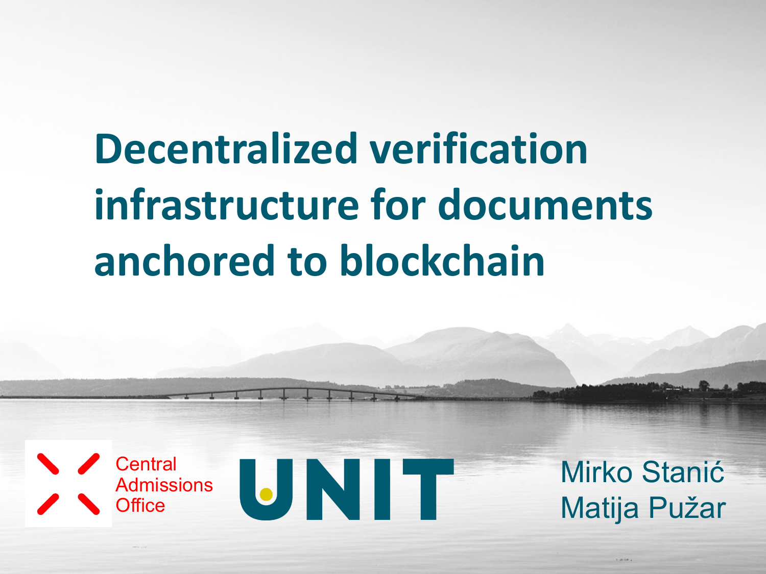# Decentralized verification infrastructure for documents anchored to blockchain

Central Admissions Office

UNIT

Mirko Stanić
Matija Pužar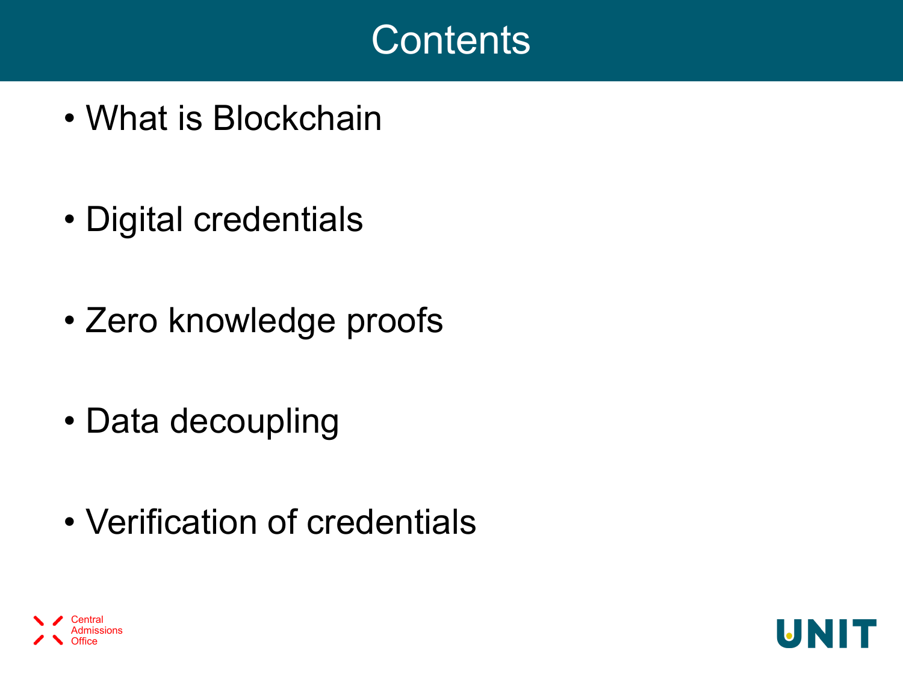# Contents

- What is Blockchain
- Digital credentials
- Zero knowledge proofs
- Data decoupling
- Verification of credentials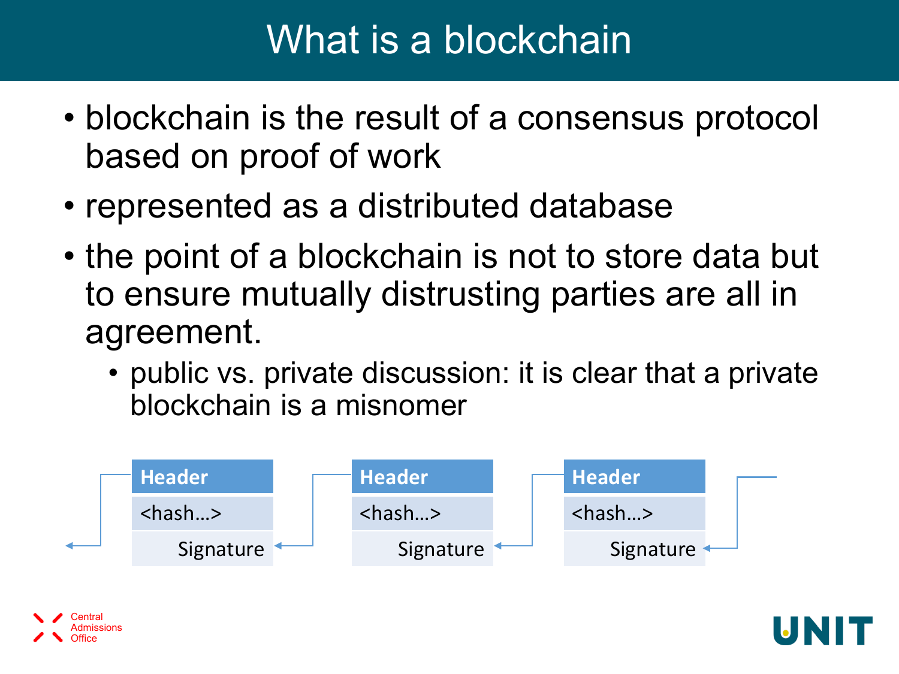# What is a blockchain

- blockchain is the result of a consensus protocol based on proof of work
- represented as a distributed database
- the point of a blockchain is not to store data but to ensure mutually distrusting parties are all in agreement.
  - public vs. private discussion: it is clear that a private blockchain is a misnomer

| Header |
| --- |
| <hash…> |
| Signature |

| Header |
| --- |
| <hash…> |
| Signature |

| Header |
| --- |
| <hash…> |
| Signature |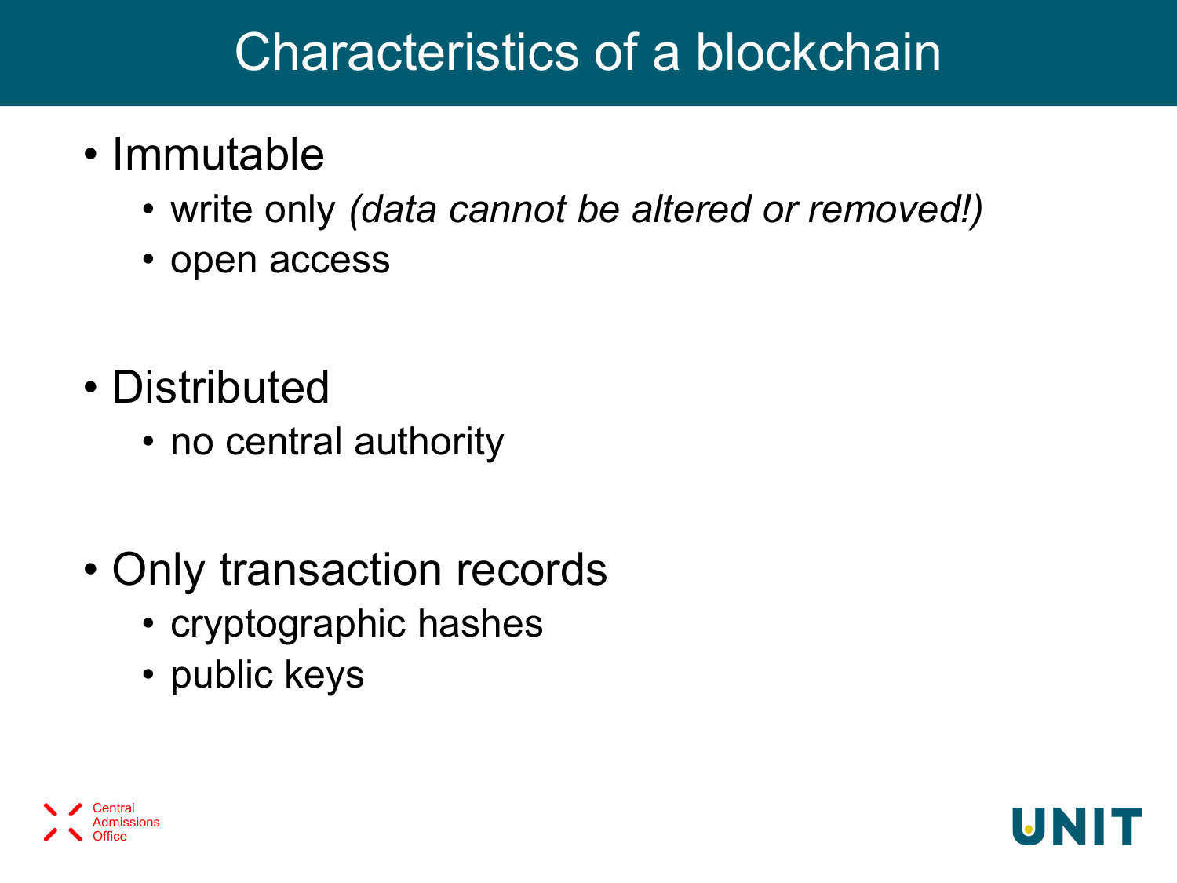# Characteristics of a blockchain

- Immutable
  - write only *(data cannot be altered or removed!)*
  - open access
- Distributed
  - no central authority
- Only transaction records
  - cryptographic hashes
  - public keys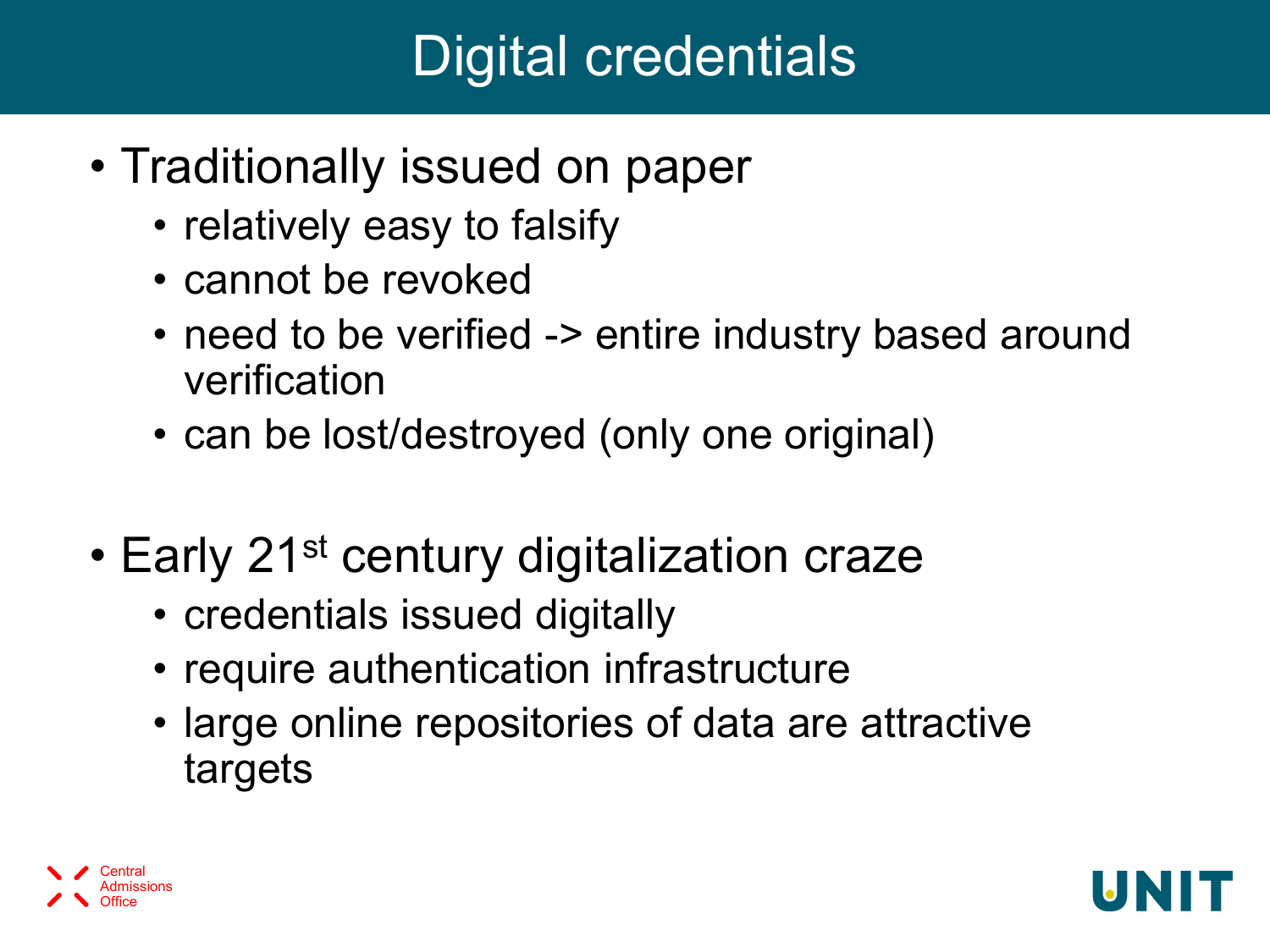# Digital credentials

- Traditionally issued on paper
  - relatively easy to falsify
  - cannot be revoked
  - need to be verified -> entire industry based around verification
  - can be lost/destroyed (only one original)

- Early 21$^{st}$ century digitalization craze
  - credentials issued digitally
  - require authentication infrastructure
  - large online repositories of data are attractive targets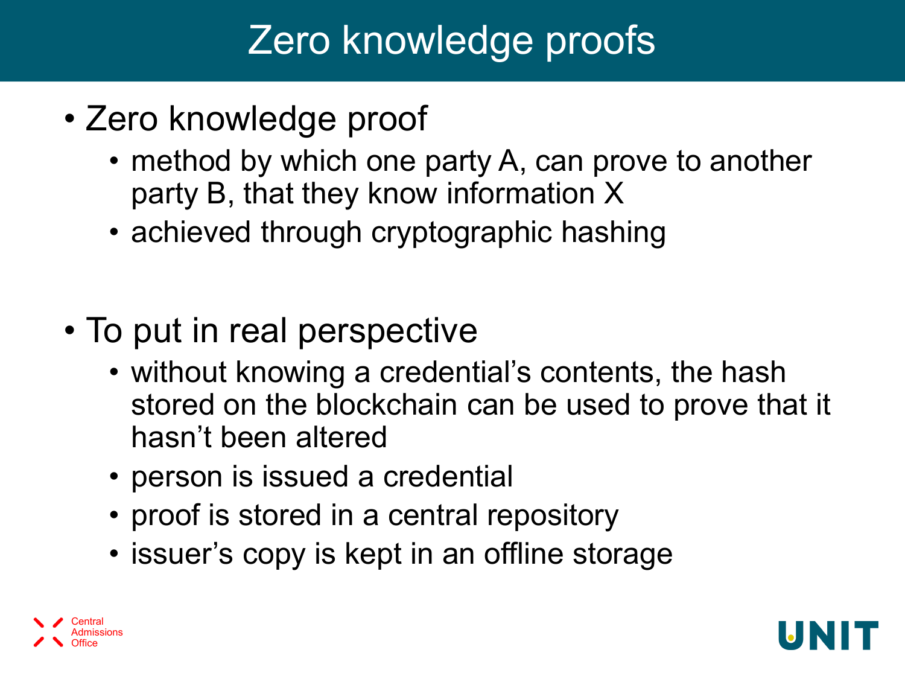# Zero knowledge proofs

- Zero knowledge proof
  - method by which one party A, can prove to another party B, that they know information X
  - achieved through cryptographic hashing

- To put in real perspective
  - without knowing a credential's contents, the hash stored on the blockchain can be used to prove that it hasn't been altered
  - person is issued a credential
  - proof is stored in a central repository
  - issuer's copy is kept in an offline storage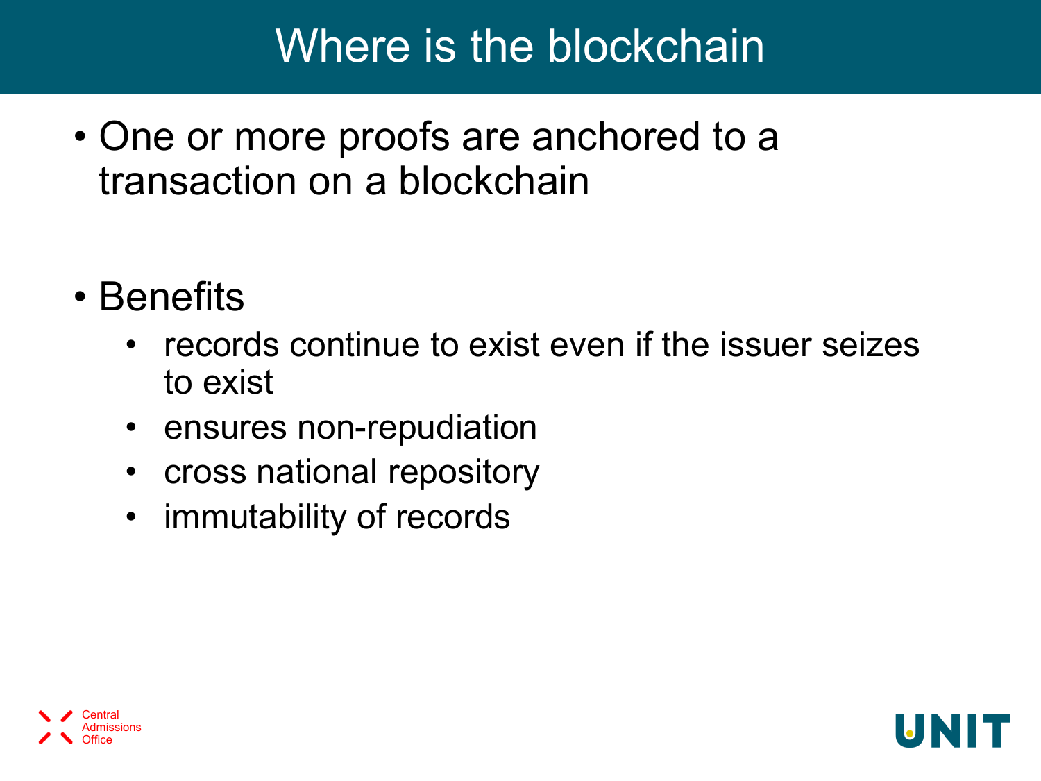# Where is the blockchain

- One or more proofs are anchored to a transaction on a blockchain

- Benefits
  - records continue to exist even if the issuer seizes to exist
  - ensures non-repudiation
  - cross national repository
  - immutability of records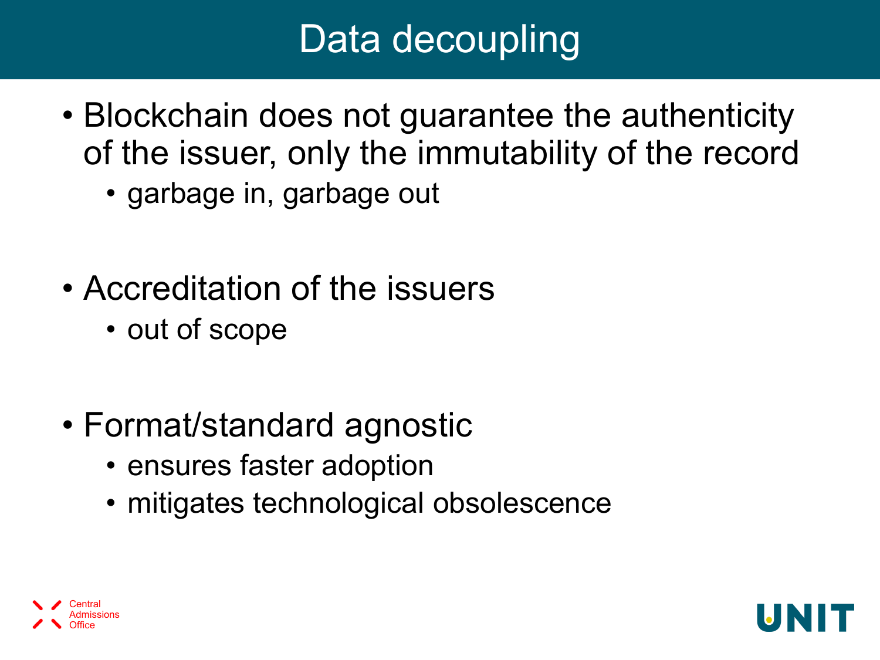# Data decoupling

- Blockchain does not guarantee the authenticity of the issuer, only the immutability of the record
  - garbage in, garbage out
- Accreditation of the issuers
  - out of scope
- Format/standard agnostic
  - ensures faster adoption
  - mitigates technological obsolescence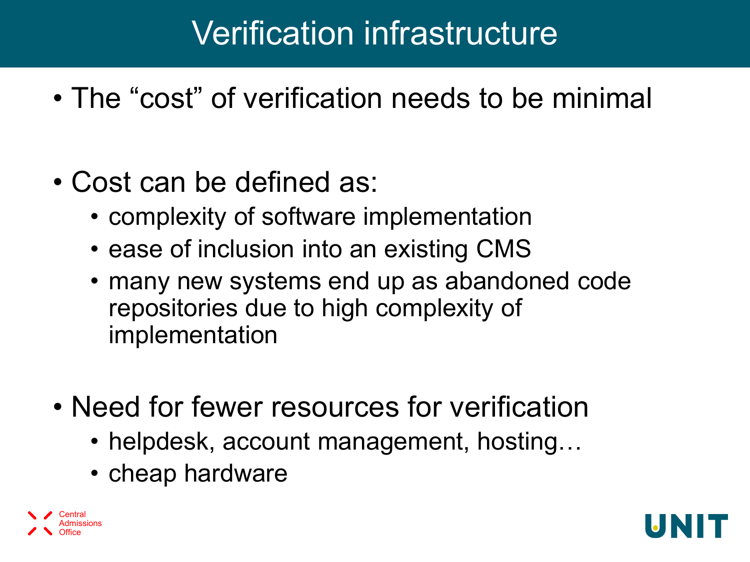# Verification infrastructure

- The "cost" of verification needs to be minimal

- Cost can be defined as:
  - complexity of software implementation
  - ease of inclusion into an existing CMS
  - many new systems end up as abandoned code repositories due to high complexity of implementation

- Need for fewer resources for verification
  - helpdesk, account management, hosting…
  - cheap hardware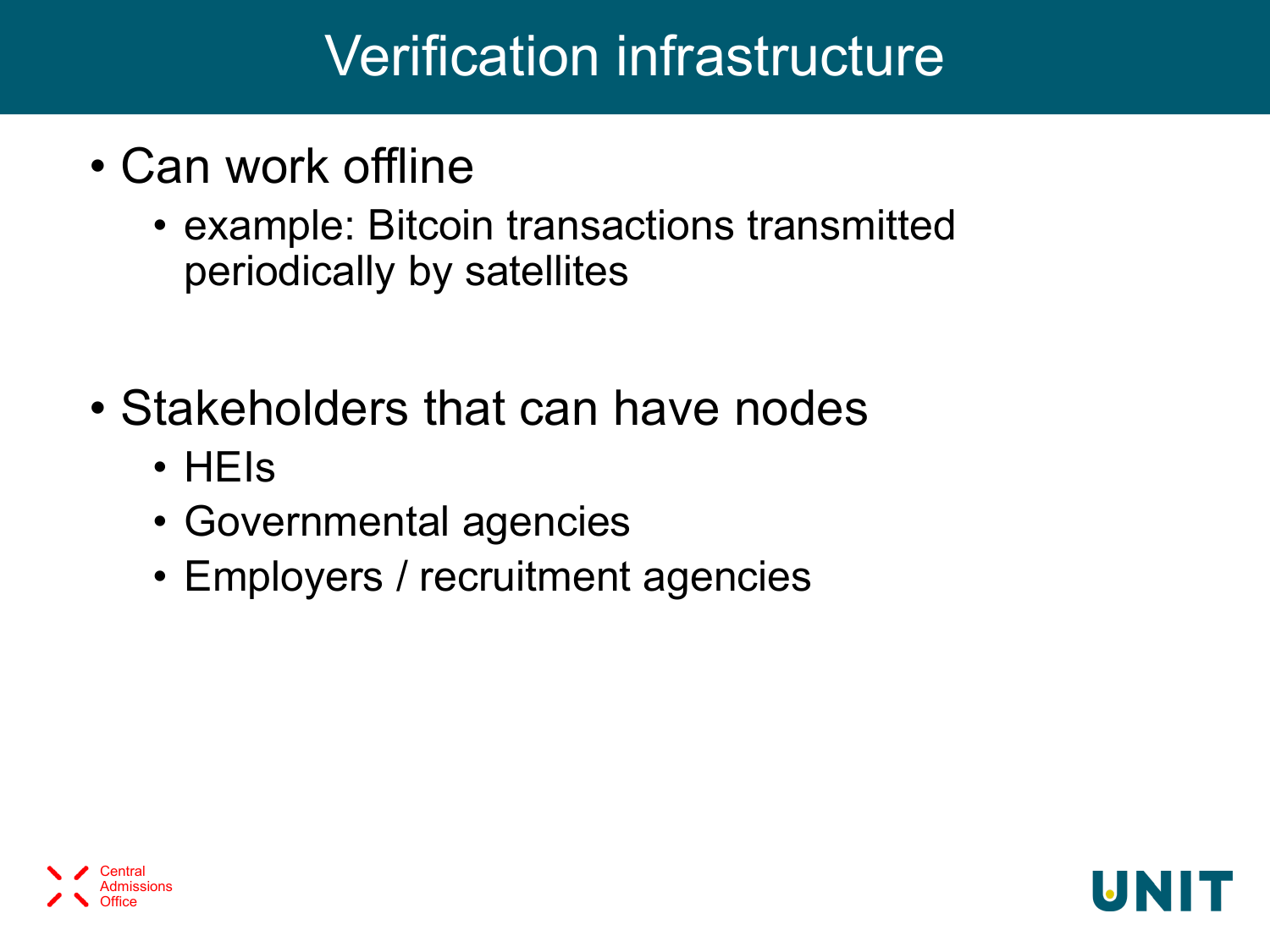# Verification infrastructure

- Can work offline
  - example: Bitcoin transactions transmitted periodically by satellites

- Stakeholders that can have nodes
  - HEIs
  - Governmental agencies
  - Employers / recruitment agencies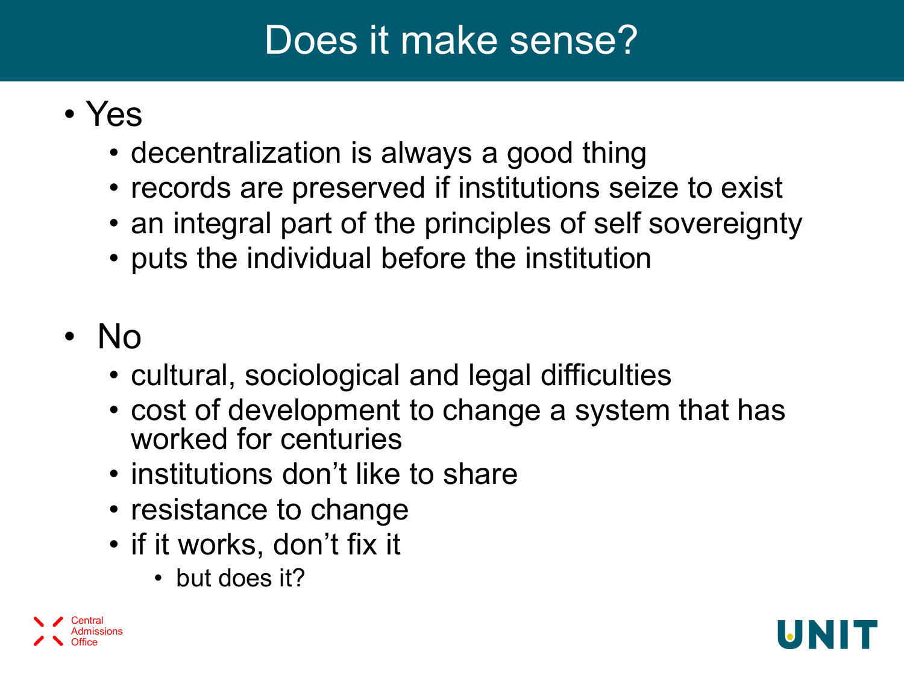# Does it make sense?

- Yes
  - decentralization is always a good thing
  - records are preserved if institutions seize to exist
  - an integral part of the principles of self sovereignty
  - puts the individual before the institution

- No
  - cultural, sociological and legal difficulties
  - cost of development to change a system that has worked for centuries
  - institutions don't like to share
  - resistance to change
  - if it works, don't fix it
    - but does it?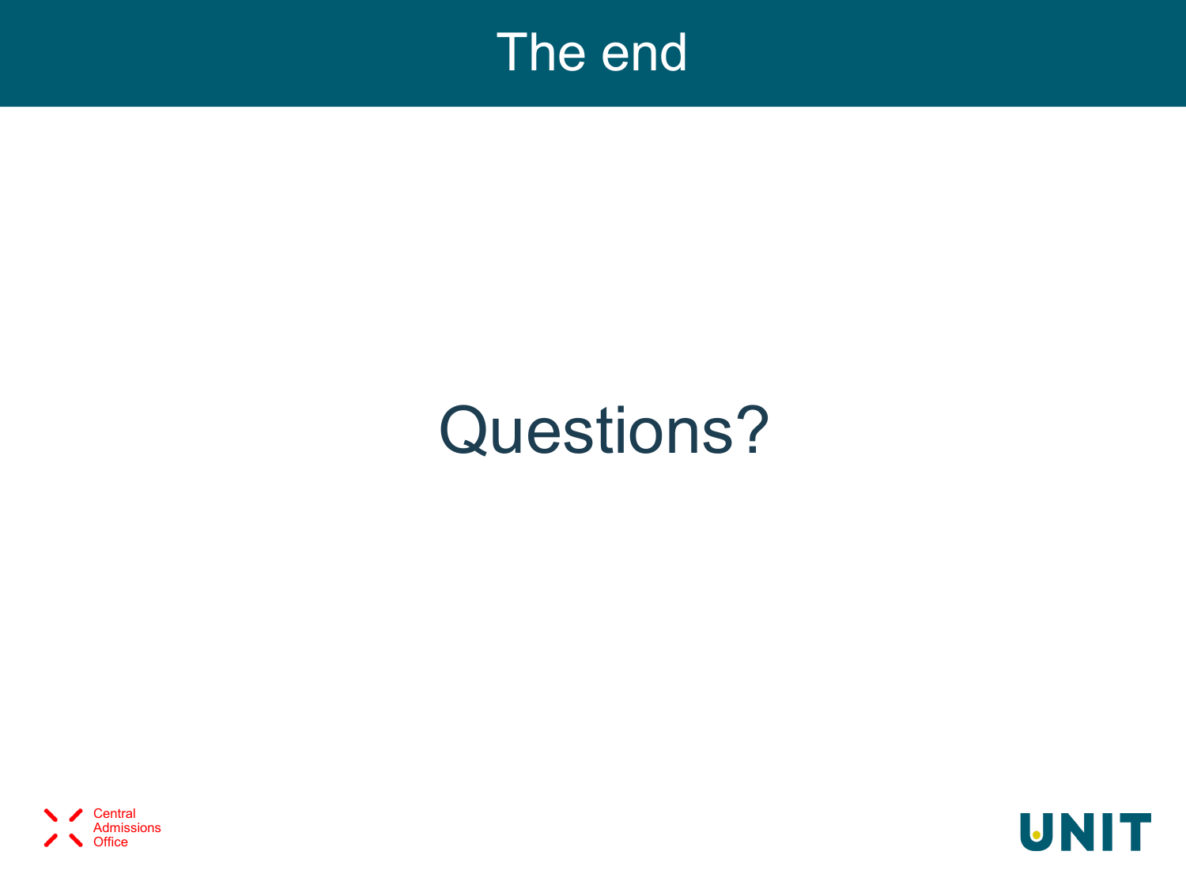# The end

Questions?